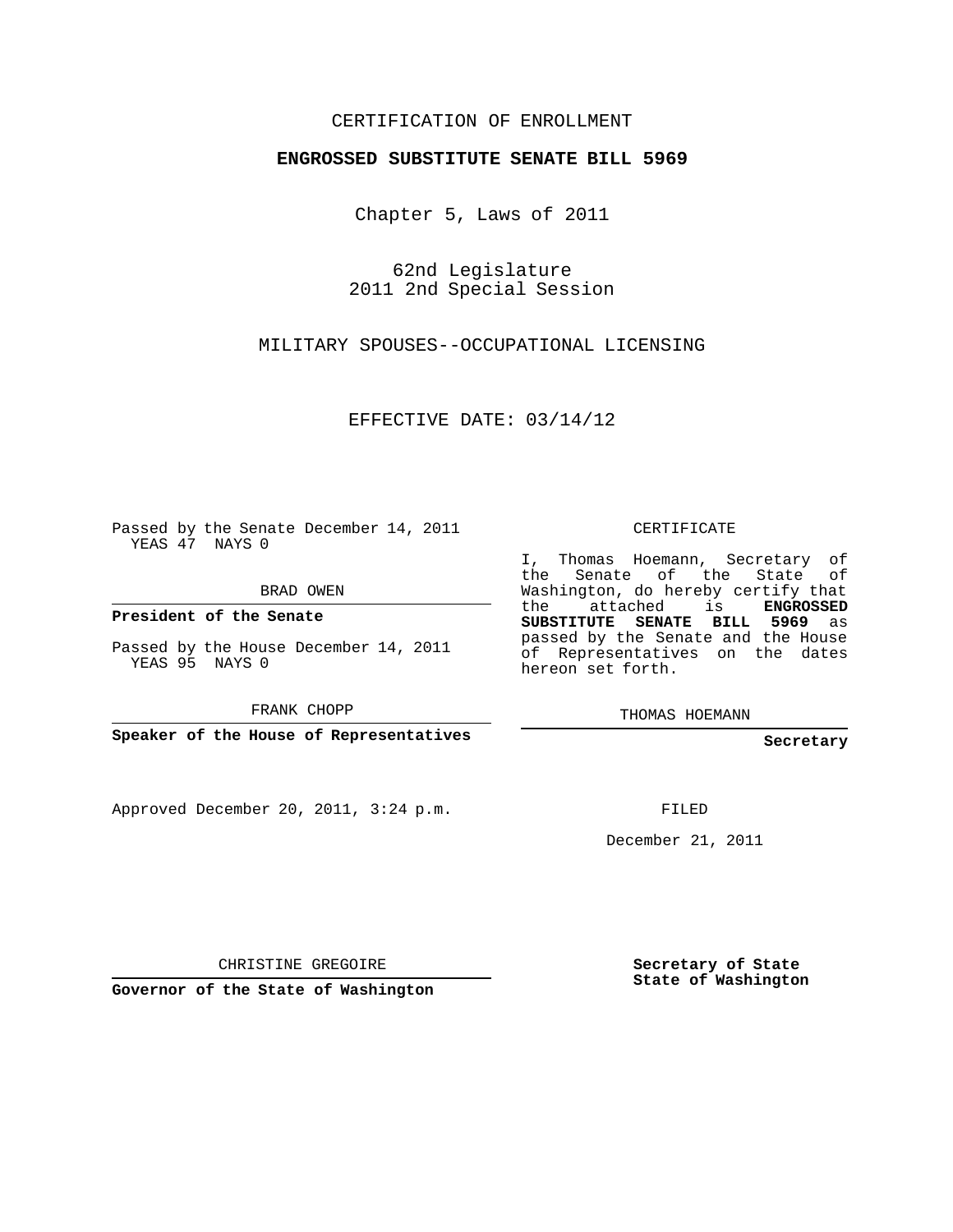CERTIFICATION OF ENROLLMENT

**ENGROSSED SUBSTITUTE SENATE BILL 5969**

Chapter 5, Laws of 2011

62nd Legislature
2011 2nd Special Session

MILITARY SPOUSES--OCCUPATIONAL LICENSING

EFFECTIVE DATE: 03/14/12

Passed by the Senate December 14, 2011
YEAS 47 NAYS 0

BRAD OWEN

**President of the Senate**

Passed by the House December 14, 2011
YEAS 95 NAYS 0

FRANK CHOPP

**Speaker of the House of Representatives**

Approved December 20, 2011, 3:24 p.m.

CHRISTINE GREGOIRE

**Governor of the State of Washington**

CERTIFICATE

I, Thomas Hoemann, Secretary of the Senate of the State of Washington, do hereby certify that the attached is **ENGROSSED SUBSTITUTE SENATE BILL 5969** as passed by the Senate and the House of Representatives on the dates hereon set forth.

THOMAS HOEMANN

**Secretary**

FILED

December 21, 2011

**Secretary of State**
**State of Washington**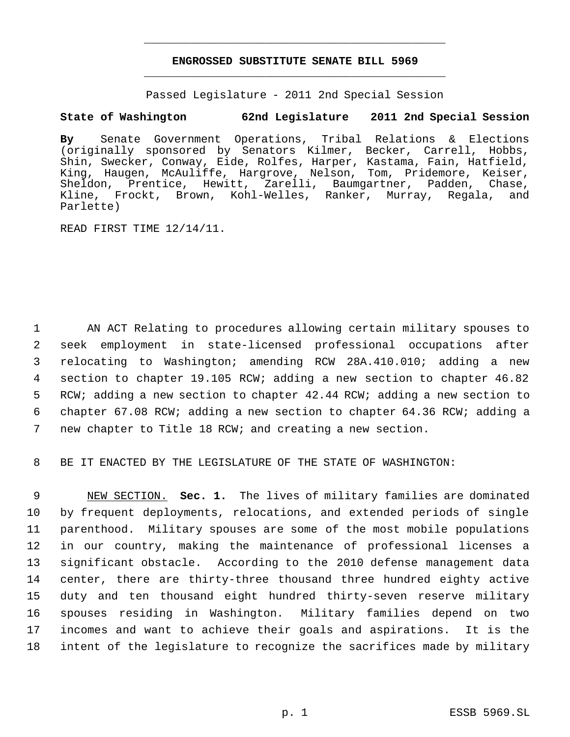# ENGROSSED SUBSTITUTE SENATE BILL 5969

Passed Legislature - 2011 2nd Special Session

**State of Washington 62nd Legislature 2011 2nd Special Session**

**By** Senate Government Operations, Tribal Relations & Elections (originally sponsored by Senators Kilmer, Becker, Carrell, Hobbs, Shin, Swecker, Conway, Eide, Rolfes, Harper, Kastama, Fain, Hatfield, King, Haugen, McAuliffe, Hargrove, Nelson, Tom, Pridemore, Keiser, Sheldon, Prentice, Hewitt, Zarelli, Baumgartner, Padden, Chase, Kline, Frockt, Brown, Kohl-Welles, Ranker, Murray, Regala, and Parlette)

READ FIRST TIME 12/14/11.

AN ACT Relating to procedures allowing certain military spouses to seek employment in state-licensed professional occupations after relocating to Washington; amending RCW 28A.410.010; adding a new section to chapter 19.105 RCW; adding a new section to chapter 46.82 RCW; adding a new section to chapter 42.44 RCW; adding a new section to chapter 67.08 RCW; adding a new section to chapter 64.36 RCW; adding a new chapter to Title 18 RCW; and creating a new section.

BE IT ENACTED BY THE LEGISLATURE OF THE STATE OF WASHINGTON:

NEW SECTION. **Sec. 1.** The lives of military families are dominated by frequent deployments, relocations, and extended periods of single parenthood. Military spouses are some of the most mobile populations in our country, making the maintenance of professional licenses a significant obstacle. According to the 2010 defense management data center, there are thirty-three thousand three hundred eighty active duty and ten thousand eight hundred thirty-seven reserve military spouses residing in Washington. Military families depend on two incomes and want to achieve their goals and aspirations. It is the intent of the legislature to recognize the sacrifices made by military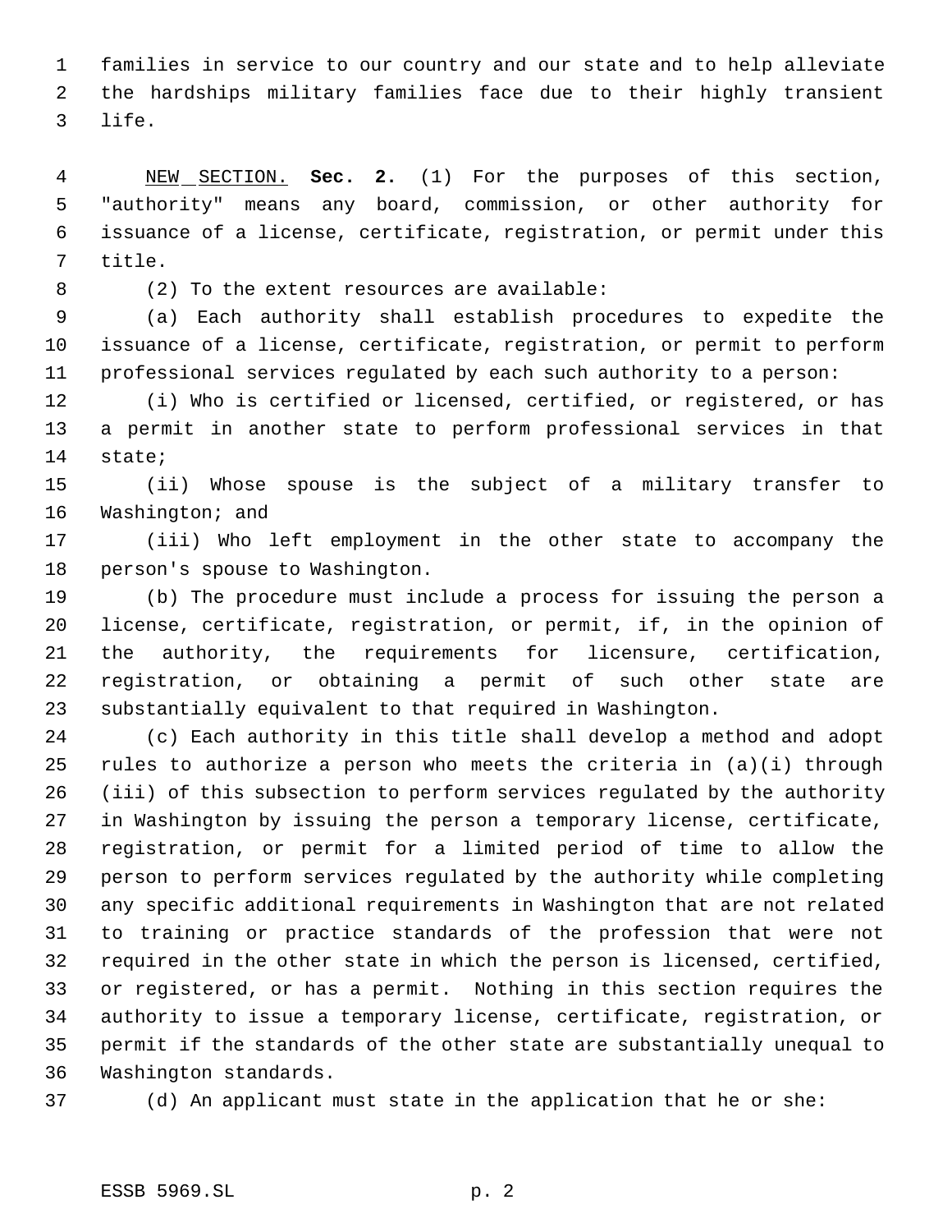families in service to our country and our state and to help alleviate the hardships military families face due to their highly transient life.

NEW SECTION. **Sec. 2.** (1) For the purposes of this section, "authority" means any board, commission, or other authority for issuance of a license, certificate, registration, or permit under this title.

(2) To the extent resources are available:

(a) Each authority shall establish procedures to expedite the issuance of a license, certificate, registration, or permit to perform professional services regulated by each such authority to a person:

(i) Who is certified or licensed, certified, or registered, or has a permit in another state to perform professional services in that state;

(ii) Whose spouse is the subject of a military transfer to Washington; and

(iii) Who left employment in the other state to accompany the person's spouse to Washington.

(b) The procedure must include a process for issuing the person a license, certificate, registration, or permit, if, in the opinion of the authority, the requirements for licensure, certification, registration, or obtaining a permit of such other state are substantially equivalent to that required in Washington.

(c) Each authority in this title shall develop a method and adopt rules to authorize a person who meets the criteria in (a)(i) through (iii) of this subsection to perform services regulated by the authority in Washington by issuing the person a temporary license, certificate, registration, or permit for a limited period of time to allow the person to perform services regulated by the authority while completing any specific additional requirements in Washington that are not related to training or practice standards of the profession that were not required in the other state in which the person is licensed, certified, or registered, or has a permit. Nothing in this section requires the authority to issue a temporary license, certificate, registration, or permit if the standards of the other state are substantially unequal to Washington standards.

(d) An applicant must state in the application that he or she: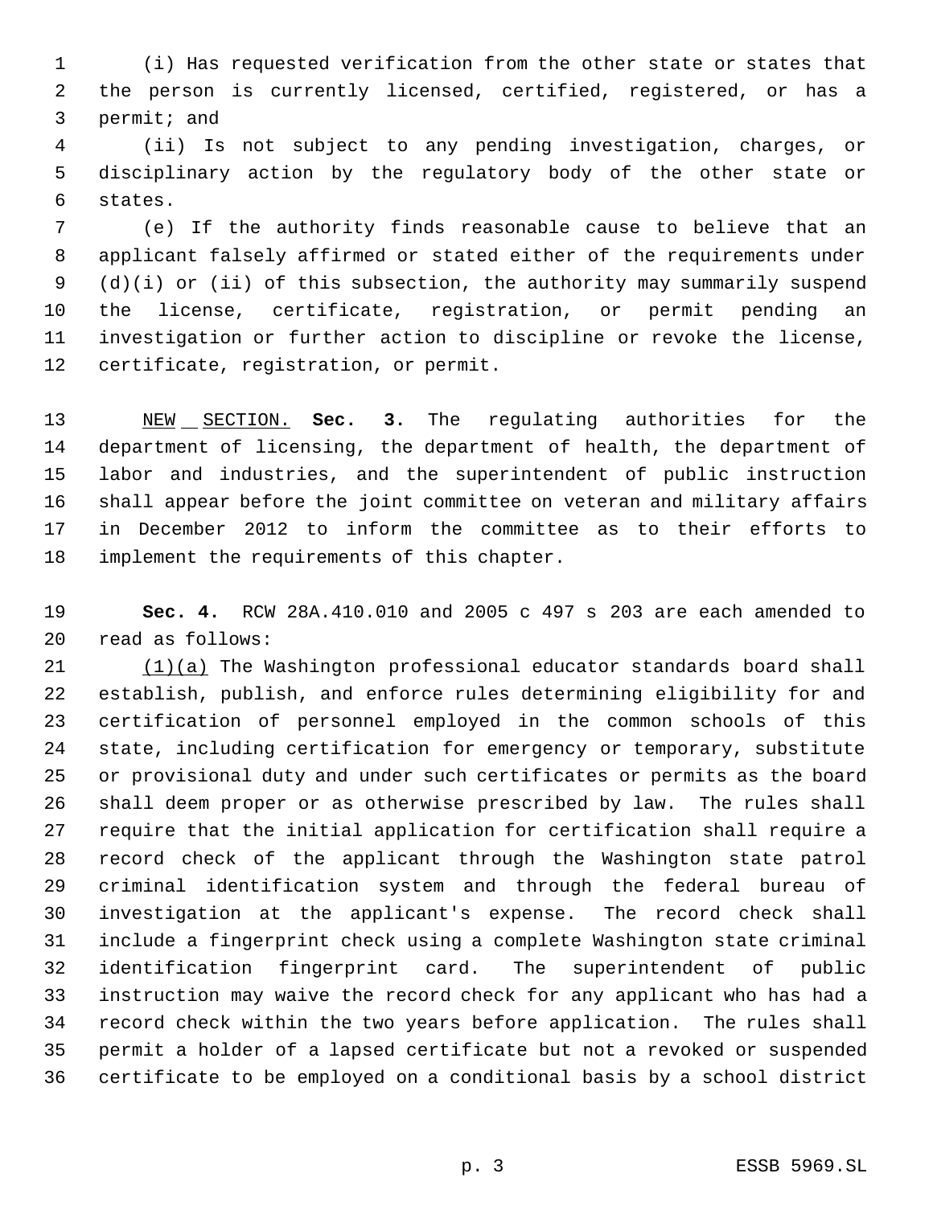(i) Has requested verification from the other state or states that the person is currently licensed, certified, registered, or has a permit; and

(ii) Is not subject to any pending investigation, charges, or disciplinary action by the regulatory body of the other state or states.

(e) If the authority finds reasonable cause to believe that an applicant falsely affirmed or stated either of the requirements under (d)(i) or (ii) of this subsection, the authority may summarily suspend the license, certificate, registration, or permit pending an investigation or further action to discipline or revoke the license, certificate, registration, or permit.

NEW SECTION. **Sec. 3.** The regulating authorities for the department of licensing, the department of health, the department of labor and industries, and the superintendent of public instruction shall appear before the joint committee on veteran and military affairs in December 2012 to inform the committee as to their efforts to implement the requirements of this chapter.

**Sec. 4.** RCW 28A.410.010 and 2005 c 497 s 203 are each amended to read as follows:

(1)(a) The Washington professional educator standards board shall establish, publish, and enforce rules determining eligibility for and certification of personnel employed in the common schools of this state, including certification for emergency or temporary, substitute or provisional duty and under such certificates or permits as the board shall deem proper or as otherwise prescribed by law. The rules shall require that the initial application for certification shall require a record check of the applicant through the Washington state patrol criminal identification system and through the federal bureau of investigation at the applicant's expense. The record check shall include a fingerprint check using a complete Washington state criminal identification fingerprint card. The superintendent of public instruction may waive the record check for any applicant who has had a record check within the two years before application. The rules shall permit a holder of a lapsed certificate but not a revoked or suspended certificate to be employed on a conditional basis by a school district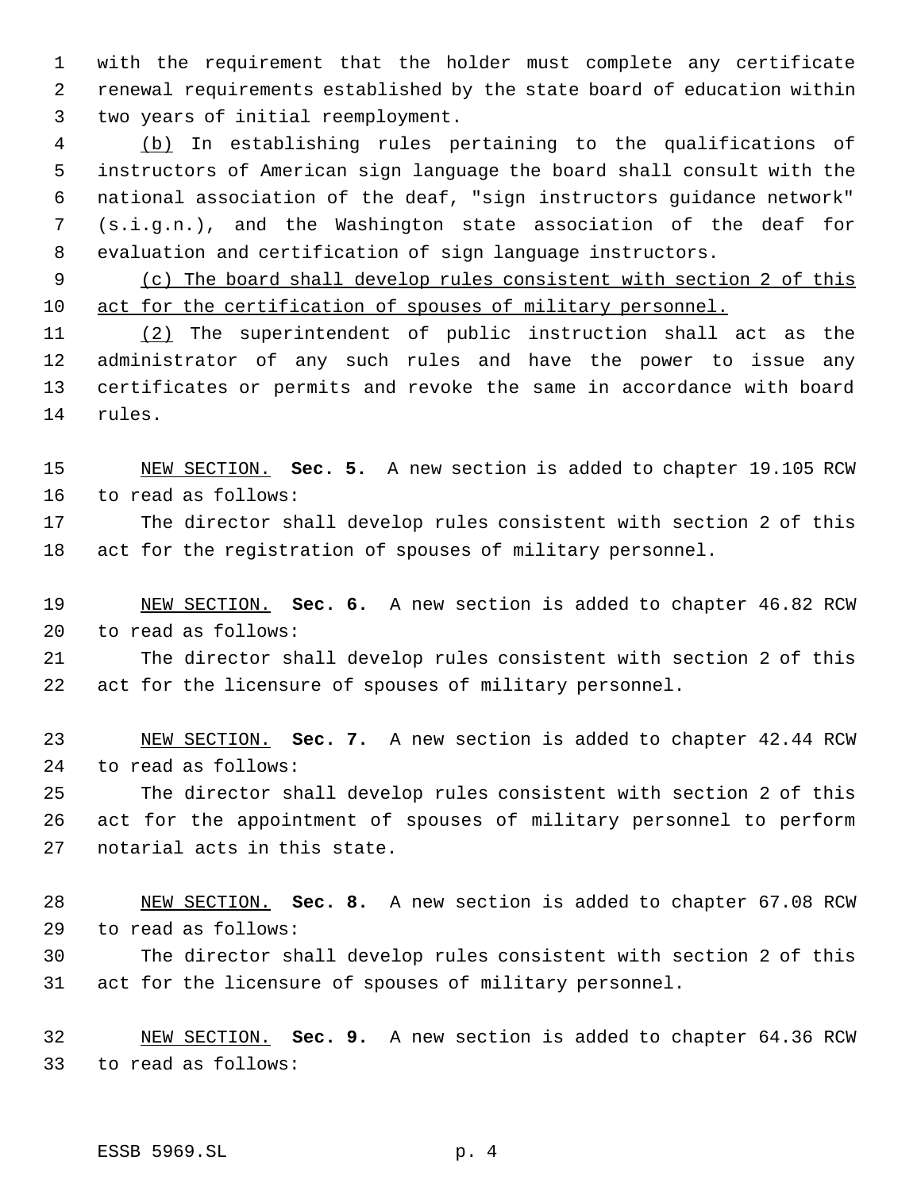with the requirement that the holder must complete any certificate renewal requirements established by the state board of education within two years of initial reemployment.

(b) In establishing rules pertaining to the qualifications of instructors of American sign language the board shall consult with the national association of the deaf, "sign instructors guidance network" (s.i.g.n.), and the Washington state association of the deaf for evaluation and certification of sign language instructors.

(c) The board shall develop rules consistent with section 2 of this act for the certification of spouses of military personnel.

(2) The superintendent of public instruction shall act as the administrator of any such rules and have the power to issue any certificates or permits and revoke the same in accordance with board rules.

NEW SECTION. **Sec. 5.** A new section is added to chapter 19.105 RCW to read as follows:

The director shall develop rules consistent with section 2 of this act for the registration of spouses of military personnel.

NEW SECTION. **Sec. 6.** A new section is added to chapter 46.82 RCW to read as follows:

The director shall develop rules consistent with section 2 of this act for the licensure of spouses of military personnel.

NEW SECTION. **Sec. 7.** A new section is added to chapter 42.44 RCW to read as follows:

The director shall develop rules consistent with section 2 of this act for the appointment of spouses of military personnel to perform notarial acts in this state.

NEW SECTION. **Sec. 8.** A new section is added to chapter 67.08 RCW to read as follows:

The director shall develop rules consistent with section 2 of this act for the licensure of spouses of military personnel.

NEW SECTION. **Sec. 9.** A new section is added to chapter 64.36 RCW to read as follows: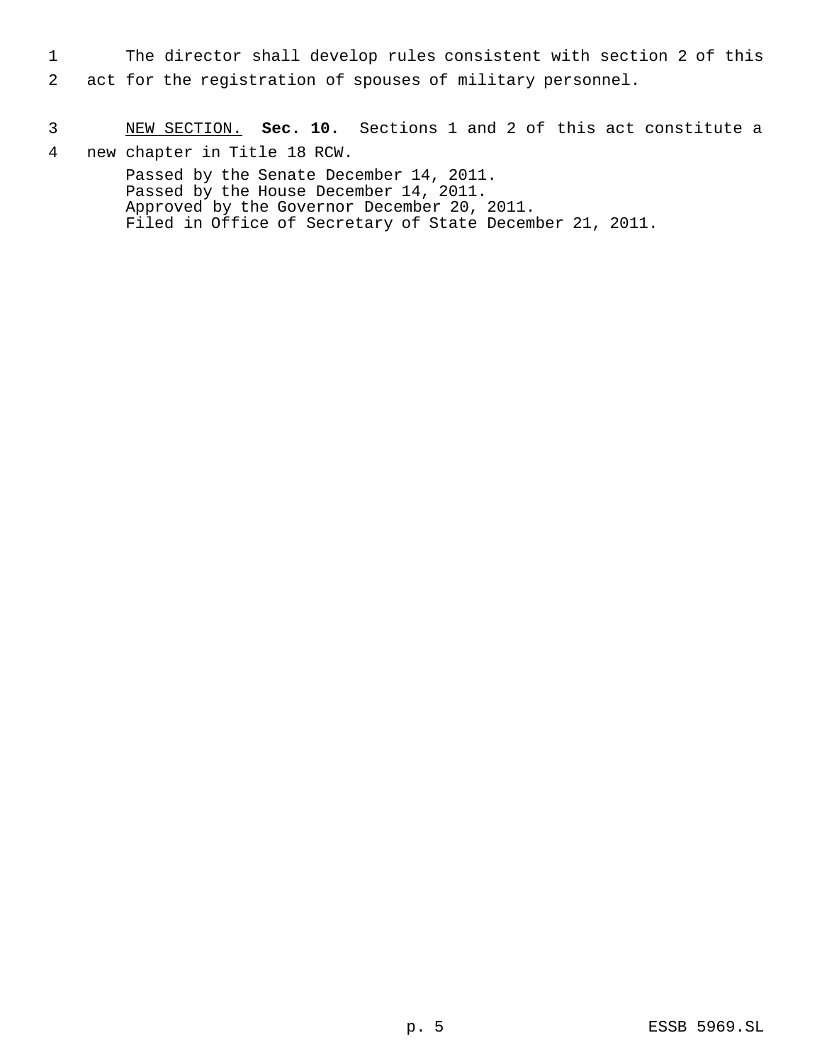The director shall develop rules consistent with section 2 of this act for the registration of spouses of military personnel.

NEW SECTION. **Sec. 10.** Sections 1 and 2 of this act constitute a new chapter in Title 18 RCW.

Passed by the Senate December 14, 2011.
Passed by the House December 14, 2011.
Approved by the Governor December 20, 2011.
Filed in Office of Secretary of State December 21, 2011.